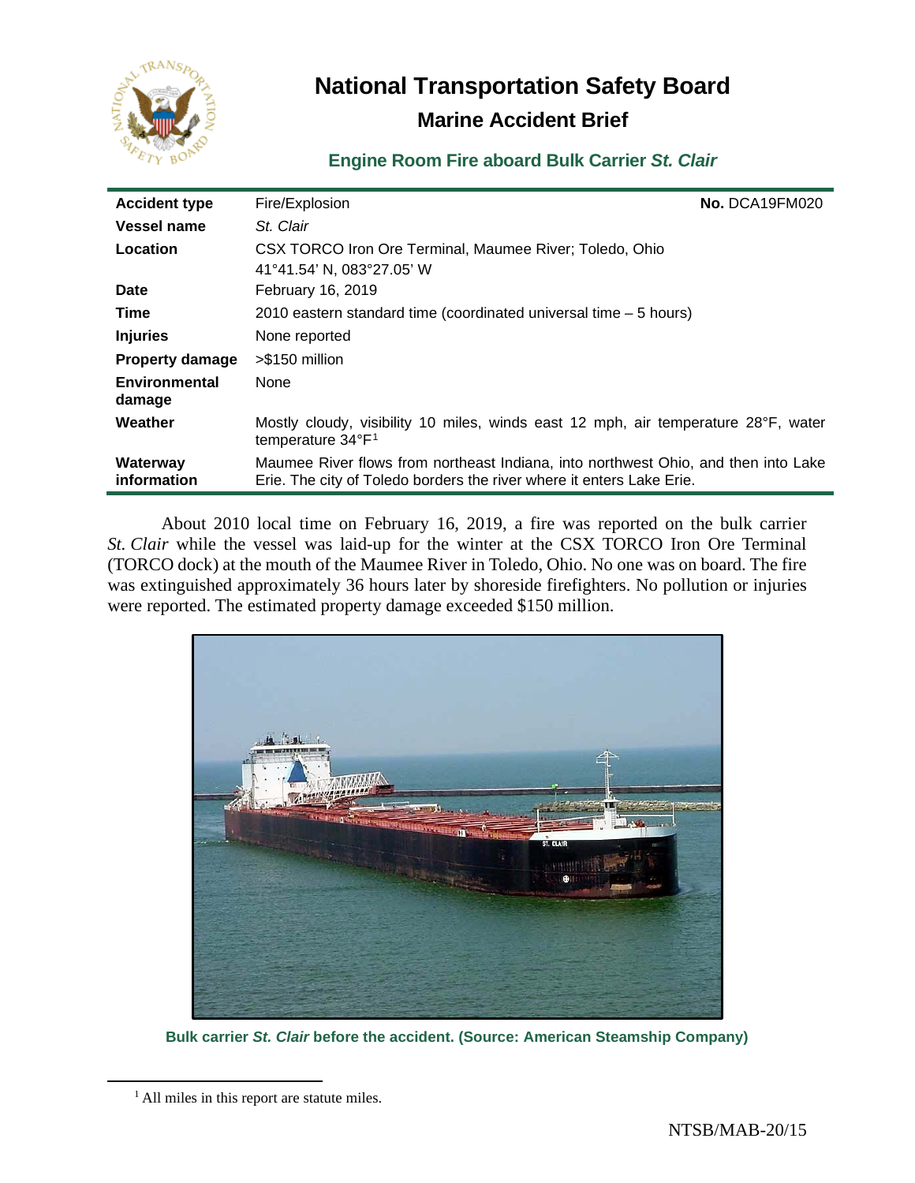# National Transportation Safety Board

## Marine Accident Brief

### Engine Room Fire aboard Bulk Carrier *St. Clair*

| | | |
|---|---|---|
| **Accident type** | Fire/Explosion | **No.** DCA19FM020 |
| **Vessel name** | *St. Clair* | |
| **Location** | CSX TORCO Iron Ore Terminal, Maumee River; Toledo, Ohio<br>41°41.54' N, 083°27.05' W | |
| **Date** | February 16, 2019 | |
| **Time** | 2010 eastern standard time (coordinated universal time – 5 hours) | |
| **Injuries** | None reported | |
| **Property damage** | >$150 million | |
| **Environmental damage** | None | |
| **Weather** | Mostly cloudy, visibility 10 miles, winds east 12 mph, air temperature 28°F, water temperature 34°F[1] | |
| **Waterway information** | Maumee River flows from northeast Indiana, into northwest Ohio, and then into Lake Erie. The city of Toledo borders the river where it enters Lake Erie. | |

About 2010 local time on February 16, 2019, a fire was reported on the bulk carrier *St. Clair* while the vessel was laid-up for the winter at the CSX TORCO Iron Ore Terminal (TORCO dock) at the mouth of the Maumee River in Toledo, Ohio. No one was on board. The fire was extinguished approximately 36 hours later by shoreside firefighters. No pollution or injuries were reported. The estimated property damage exceeded $150 million.

**Bulk carrier *St. Clair* before the accident. (Source: American Steamship Company)**

[1] All miles in this report are statute miles.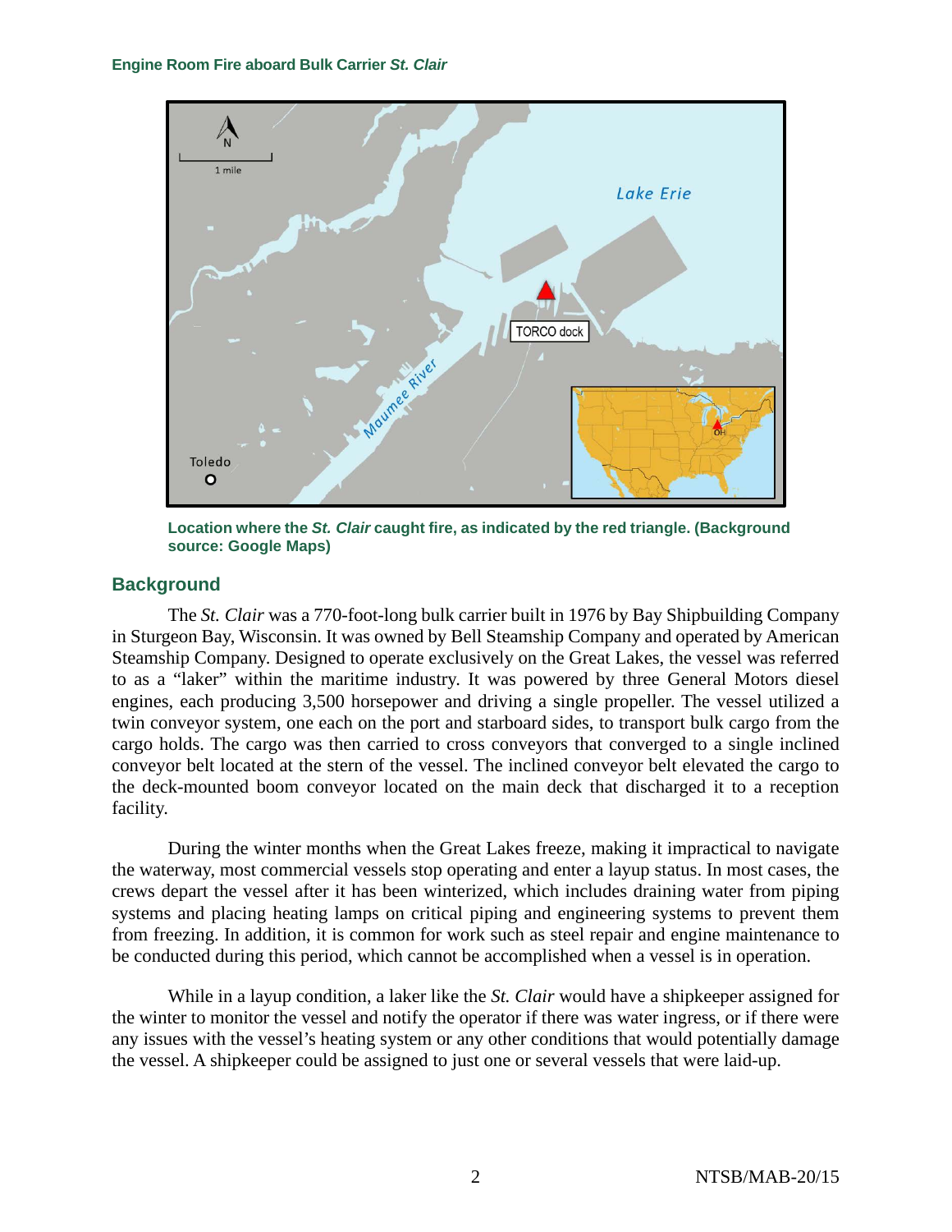Location where the *St. Clair* caught fire, as indicated by the red triangle. (Background source: Google Maps)

## Background

The *St. Clair* was a 770-foot-long bulk carrier built in 1976 by Bay Shipbuilding Company in Sturgeon Bay, Wisconsin. It was owned by Bell Steamship Company and operated by American Steamship Company. Designed to operate exclusively on the Great Lakes, the vessel was referred to as a "laker" within the maritime industry. It was powered by three General Motors diesel engines, each producing 3,500 horsepower and driving a single propeller. The vessel utilized a twin conveyor system, one each on the port and starboard sides, to transport bulk cargo from the cargo holds. The cargo was then carried to cross conveyors that converged to a single inclined conveyor belt located at the stern of the vessel. The inclined conveyor belt elevated the cargo to the deck-mounted boom conveyor located on the main deck that discharged it to a reception facility.

During the winter months when the Great Lakes freeze, making it impractical to navigate the waterway, most commercial vessels stop operating and enter a layup status. In most cases, the crews depart the vessel after it has been winterized, which includes draining water from piping systems and placing heating lamps on critical piping and engineering systems to prevent them from freezing. In addition, it is common for work such as steel repair and engine maintenance to be conducted during this period, which cannot be accomplished when a vessel is in operation.

While in a layup condition, a laker like the *St. Clair* would have a shipkeeper assigned for the winter to monitor the vessel and notify the operator if there was water ingress, or if there were any issues with the vessel's heating system or any other conditions that would potentially damage the vessel. A shipkeeper could be assigned to just one or several vessels that were laid-up.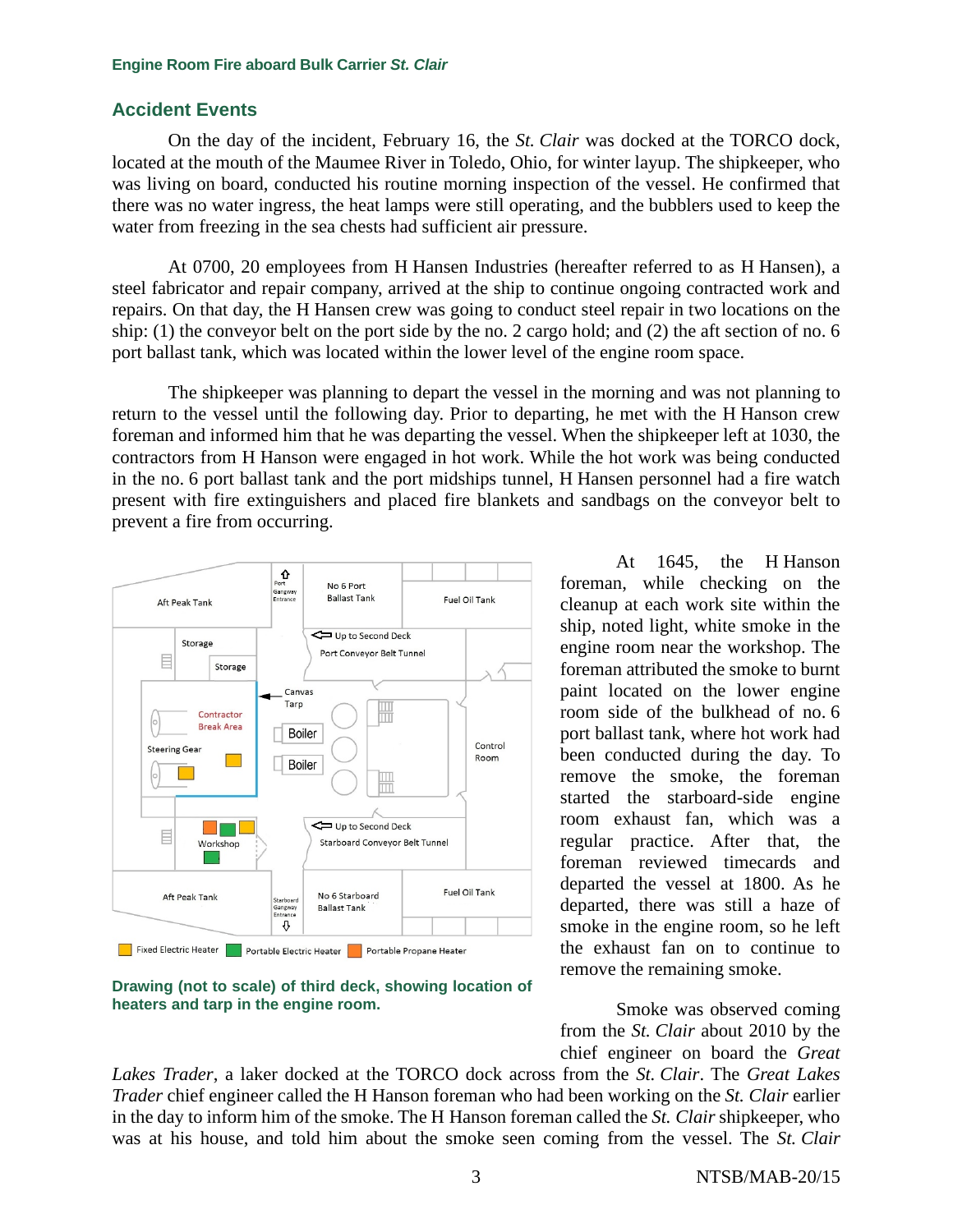## Accident Events

On the day of the incident, February 16, the *St. Clair* was docked at the TORCO dock, located at the mouth of the Maumee River in Toledo, Ohio, for winter layup. The shipkeeper, who was living on board, conducted his routine morning inspection of the vessel. He confirmed that there was no water ingress, the heat lamps were still operating, and the bubblers used to keep the water from freezing in the sea chests had sufficient air pressure.

At 0700, 20 employees from H Hansen Industries (hereafter referred to as H Hansen), a steel fabricator and repair company, arrived at the ship to continue ongoing contracted work and repairs. On that day, the H Hansen crew was going to conduct steel repair in two locations on the ship: (1) the conveyor belt on the port side by the no. 2 cargo hold; and (2) the aft section of no. 6 port ballast tank, which was located within the lower level of the engine room space.

The shipkeeper was planning to depart the vessel in the morning and was not planning to return to the vessel until the following day. Prior to departing, he met with the H Hanson crew foreman and informed him that he was departing the vessel. When the shipkeeper left at 1030, the contractors from H Hanson were engaged in hot work. While the hot work was being conducted in the no. 6 port ballast tank and the port midships tunnel, H Hansen personnel had a fire watch present with fire extinguishers and placed fire blankets and sandbags on the conveyor belt to prevent a fire from occurring.

**Drawing (not to scale) of third deck, showing location of heaters and tarp in the engine room.**

At 1645, the H Hanson foreman, while checking on the cleanup at each work site within the ship, noted light, white smoke in the engine room near the workshop. The foreman attributed the smoke to burnt paint located on the lower engine room side of the bulkhead of no. 6 port ballast tank, where hot work had been conducted during the day. To remove the smoke, the foreman started the starboard-side engine room exhaust fan, which was a regular practice. After that, the foreman reviewed timecards and departed the vessel at 1800. As he departed, there was still a haze of smoke in the engine room, so he left the exhaust fan on to continue to remove the remaining smoke.

Smoke was observed coming from the *St. Clair* about 2010 by the chief engineer on board the *Great Lakes Trader*, a laker docked at the TORCO dock across from the *St. Clair*. The *Great Lakes Trader* chief engineer called the H Hanson foreman who had been working on the *St. Clair* earlier in the day to inform him of the smoke. The H Hanson foreman called the *St. Clair* shipkeeper, who was at his house, and told him about the smoke seen coming from the vessel. The *St. Clair*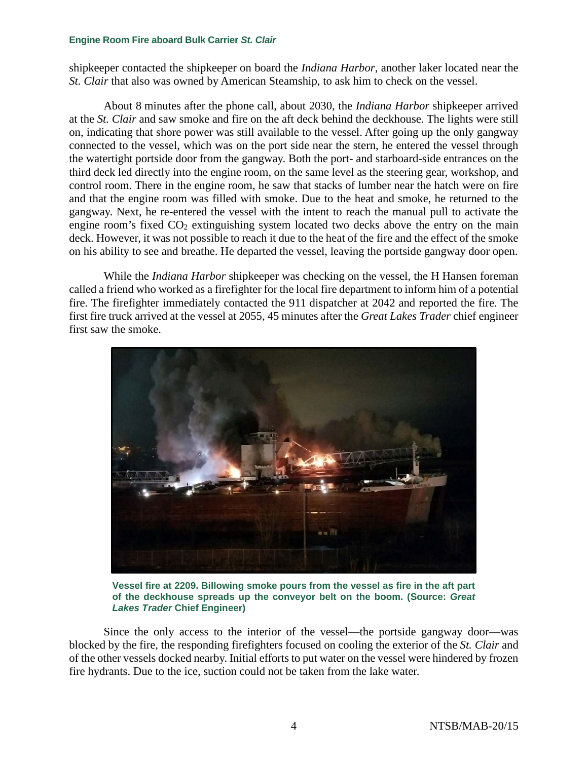shipkeeper contacted the shipkeeper on board the *Indiana Harbor*, another laker located near the *St. Clair* that also was owned by American Steamship, to ask him to check on the vessel.

About 8 minutes after the phone call, about 2030, the *Indiana Harbor* shipkeeper arrived at the *St. Clair* and saw smoke and fire on the aft deck behind the deckhouse. The lights were still on, indicating that shore power was still available to the vessel. After going up the only gangway connected to the vessel, which was on the port side near the stern, he entered the vessel through the watertight portside door from the gangway. Both the port- and starboard-side entrances on the third deck led directly into the engine room, on the same level as the steering gear, workshop, and control room. There in the engine room, he saw that stacks of lumber near the hatch were on fire and that the engine room was filled with smoke. Due to the heat and smoke, he returned to the gangway. Next, he re-entered the vessel with the intent to reach the manual pull to activate the engine room's fixed $CO_2$ extinguishing system located two decks above the entry on the main deck. However, it was not possible to reach it due to the heat of the fire and the effect of the smoke on his ability to see and breathe. He departed the vessel, leaving the portside gangway door open.

While the *Indiana Harbor* shipkeeper was checking on the vessel, the H Hansen foreman called a friend who worked as a firefighter for the local fire department to inform him of a potential fire. The firefighter immediately contacted the 911 dispatcher at 2042 and reported the fire. The first fire truck arrived at the vessel at 2055, 45 minutes after the *Great Lakes Trader* chief engineer first saw the smoke.

**Vessel fire at 2209. Billowing smoke pours from the vessel as fire in the aft part of the deckhouse spreads up the conveyor belt on the boom. (Source: *Great Lakes Trader* Chief Engineer)**

Since the only access to the interior of the vessel—the portside gangway door—was blocked by the fire, the responding firefighters focused on cooling the exterior of the *St. Clair* and of the other vessels docked nearby. Initial efforts to put water on the vessel were hindered by frozen fire hydrants. Due to the ice, suction could not be taken from the lake water.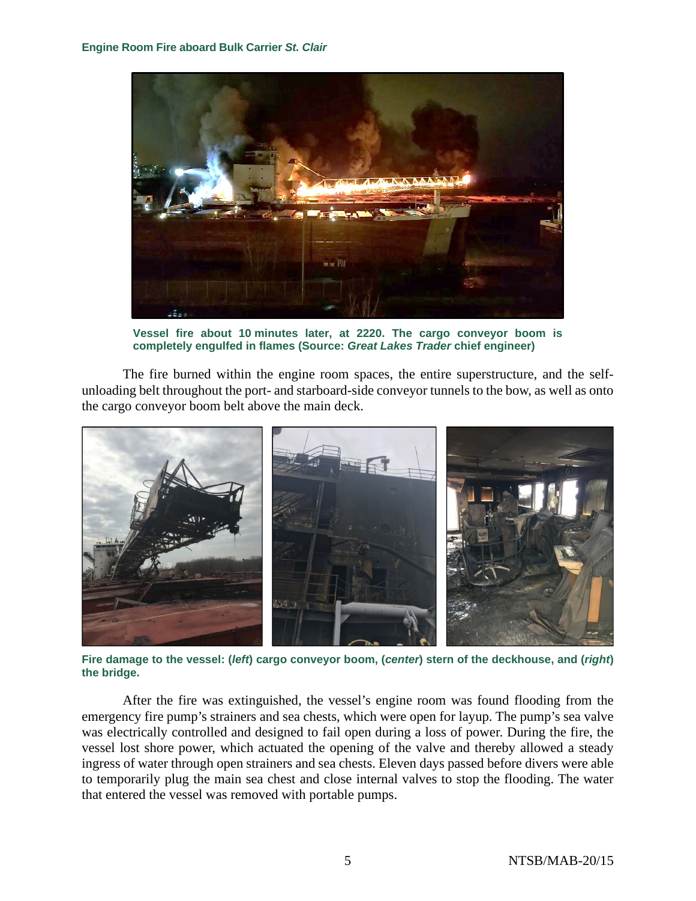Vessel fire about 10 minutes later, at 2220. The cargo conveyor boom is completely engulfed in flames (Source: *Great Lakes Trader* chief engineer)

The fire burned within the engine room spaces, the entire superstructure, and the self-unloading belt throughout the port- and starboard-side conveyor tunnels to the bow, as well as onto the cargo conveyor boom belt above the main deck.

**Fire damage to the vessel: (*left*) cargo conveyor boom, (*center*) stern of the deckhouse, and (*right*) the bridge.**

After the fire was extinguished, the vessel's engine room was found flooding from the emergency fire pump's strainers and sea chests, which were open for layup. The pump's sea valve was electrically controlled and designed to fail open during a loss of power. During the fire, the vessel lost shore power, which actuated the opening of the valve and thereby allowed a steady ingress of water through open strainers and sea chests. Eleven days passed before divers were able to temporarily plug the main sea chest and close internal valves to stop the flooding. The water that entered the vessel was removed with portable pumps.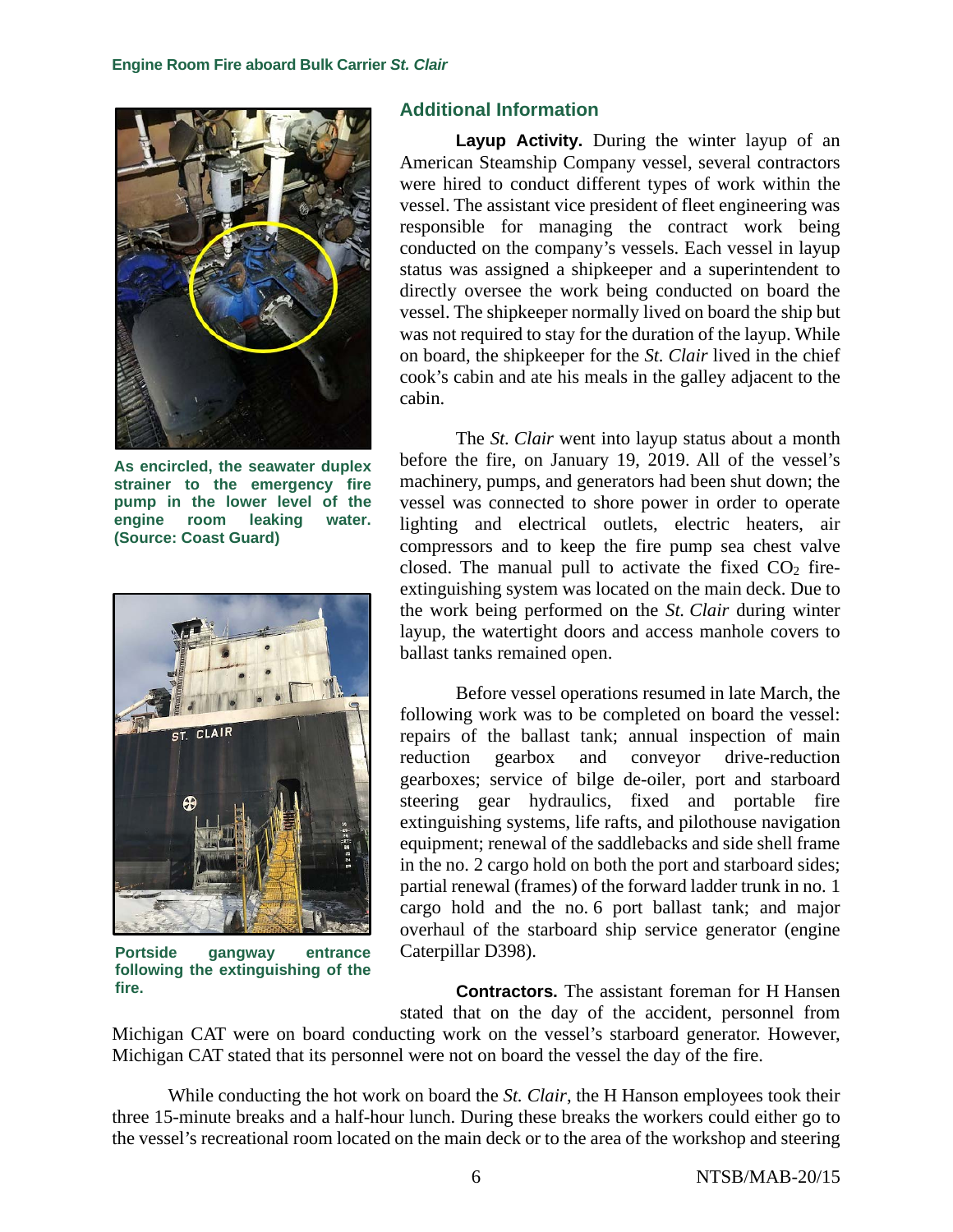As encircled, the seawater duplex strainer to the emergency fire pump in the lower level of the engine room leaking water. (Source: Coast Guard)

Portside gangway entrance following the extinguishing of the fire.

## Additional Information

**Layup Activity.** During the winter layup of an American Steamship Company vessel, several contractors were hired to conduct different types of work within the vessel. The assistant vice president of fleet engineering was responsible for managing the contract work being conducted on the company's vessels. Each vessel in layup status was assigned a shipkeeper and a superintendent to directly oversee the work being conducted on board the vessel. The shipkeeper normally lived on board the ship but was not required to stay for the duration of the layup. While on board, the shipkeeper for the *St. Clair* lived in the chief cook's cabin and ate his meals in the galley adjacent to the cabin.

The *St. Clair* went into layup status about a month before the fire, on January 19, 2019. All of the vessel's machinery, pumps, and generators had been shut down; the vessel was connected to shore power in order to operate lighting and electrical outlets, electric heaters, air compressors and to keep the fire pump sea chest valve closed. The manual pull to activate the fixed $CO_2$ fire-extinguishing system was located on the main deck. Due to the work being performed on the *St. Clair* during winter layup, the watertight doors and access manhole covers to ballast tanks remained open.

Before vessel operations resumed in late March, the following work was to be completed on board the vessel: repairs of the ballast tank; annual inspection of main reduction gearbox and conveyor drive-reduction gearboxes; service of bilge de-oiler, port and starboard steering gear hydraulics, fixed and portable fire extinguishing systems, life rafts, and pilothouse navigation equipment; renewal of the saddlebacks and side shell frame in the no. 2 cargo hold on both the port and starboard sides; partial renewal (frames) of the forward ladder trunk in no. 1 cargo hold and the no. 6 port ballast tank; and major overhaul of the starboard ship service generator (engine Caterpillar D398).

**Contractors.** The assistant foreman for H Hansen stated that on the day of the accident, personnel from Michigan CAT were on board conducting work on the vessel's starboard generator. However, Michigan CAT stated that its personnel were not on board the vessel the day of the fire.

While conducting the hot work on board the *St. Clair*, the H Hanson employees took their three 15-minute breaks and a half-hour lunch. During these breaks the workers could either go to the vessel's recreational room located on the main deck or to the area of the workshop and steering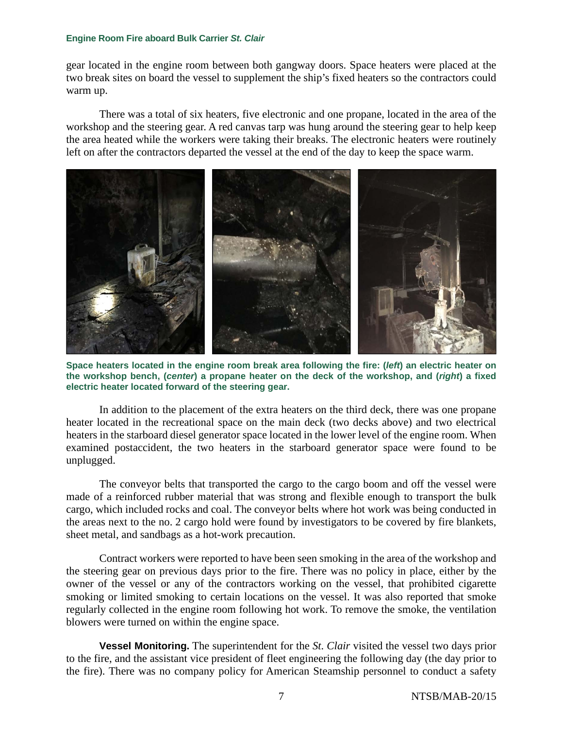gear located in the engine room between both gangway doors. Space heaters were placed at the two break sites on board the vessel to supplement the ship's fixed heaters so the contractors could warm up.

There was a total of six heaters, five electronic and one propane, located in the area of the workshop and the steering gear. A red canvas tarp was hung around the steering gear to help keep the area heated while the workers were taking their breaks. The electronic heaters were routinely left on after the contractors departed the vessel at the end of the day to keep the space warm.

**Space heaters located in the engine room break area following the fire: (*left*) an electric heater on the workshop bench, (*center*) a propane heater on the deck of the workshop, and (*right*) a fixed electric heater located forward of the steering gear.**

In addition to the placement of the extra heaters on the third deck, there was one propane heater located in the recreational space on the main deck (two decks above) and two electrical heaters in the starboard diesel generator space located in the lower level of the engine room. When examined postaccident, the two heaters in the starboard generator space were found to be unplugged.

The conveyor belts that transported the cargo to the cargo boom and off the vessel were made of a reinforced rubber material that was strong and flexible enough to transport the bulk cargo, which included rocks and coal. The conveyor belts where hot work was being conducted in the areas next to the no. 2 cargo hold were found by investigators to be covered by fire blankets, sheet metal, and sandbags as a hot-work precaution.

Contract workers were reported to have been seen smoking in the area of the workshop and the steering gear on previous days prior to the fire. There was no policy in place, either by the owner of the vessel or any of the contractors working on the vessel, that prohibited cigarette smoking or limited smoking to certain locations on the vessel. It was also reported that smoke regularly collected in the engine room following hot work. To remove the smoke, the ventilation blowers were turned on within the engine space.

**Vessel Monitoring.** The superintendent for the *St. Clair* visited the vessel two days prior to the fire, and the assistant vice president of fleet engineering the following day (the day prior to the fire). There was no company policy for American Steamship personnel to conduct a safety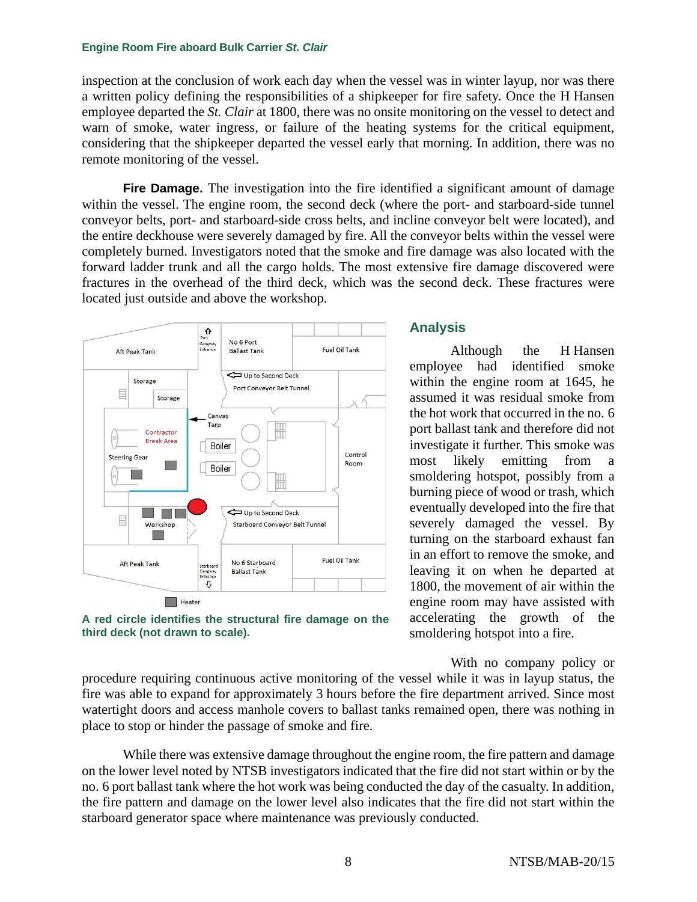inspection at the conclusion of work each day when the vessel was in winter layup, nor was there a written policy defining the responsibilities of a shipkeeper for fire safety. Once the H Hansen employee departed the *St. Clair* at 1800, there was no onsite monitoring on the vessel to detect and warn of smoke, water ingress, or failure of the heating systems for the critical equipment, considering that the shipkeeper departed the vessel early that morning. In addition, there was no remote monitoring of the vessel.

**Fire Damage.** The investigation into the fire identified a significant amount of damage within the vessel. The engine room, the second deck (where the port- and starboard-side tunnel conveyor belts, port- and starboard-side cross belts, and incline conveyor belt were located), and the entire deckhouse were severely damaged by fire. All the conveyor belts within the vessel were completely burned. Investigators noted that the smoke and fire damage was also located with the forward ladder trunk and all the cargo holds. The most extensive fire damage discovered were fractures in the overhead of the third deck, which was the second deck. These fractures were located just outside and above the workshop.

**A red circle identifies the structural fire damage on the third deck (not drawn to scale).**

## Analysis

Although the H Hansen employee had identified smoke within the engine room at 1645, he assumed it was residual smoke from the hot work that occurred in the no. 6 port ballast tank and therefore did not investigate it further. This smoke was most likely emitting from a smoldering hotspot, possibly from a burning piece of wood or trash, which eventually developed into the fire that severely damaged the vessel. By turning on the starboard exhaust fan in an effort to remove the smoke, and leaving it on when he departed at 1800, the movement of air within the engine room may have assisted with accelerating the growth of the smoldering hotspot into a fire.

With no company policy or procedure requiring continuous active monitoring of the vessel while it was in layup status, the fire was able to expand for approximately 3 hours before the fire department arrived. Since most watertight doors and access manhole covers to ballast tanks remained open, there was nothing in place to stop or hinder the passage of smoke and fire.

While there was extensive damage throughout the engine room, the fire pattern and damage on the lower level noted by NTSB investigators indicated that the fire did not start within or by the no. 6 port ballast tank where the hot work was being conducted the day of the casualty. In addition, the fire pattern and damage on the lower level also indicates that the fire did not start within the starboard generator space where maintenance was previously conducted.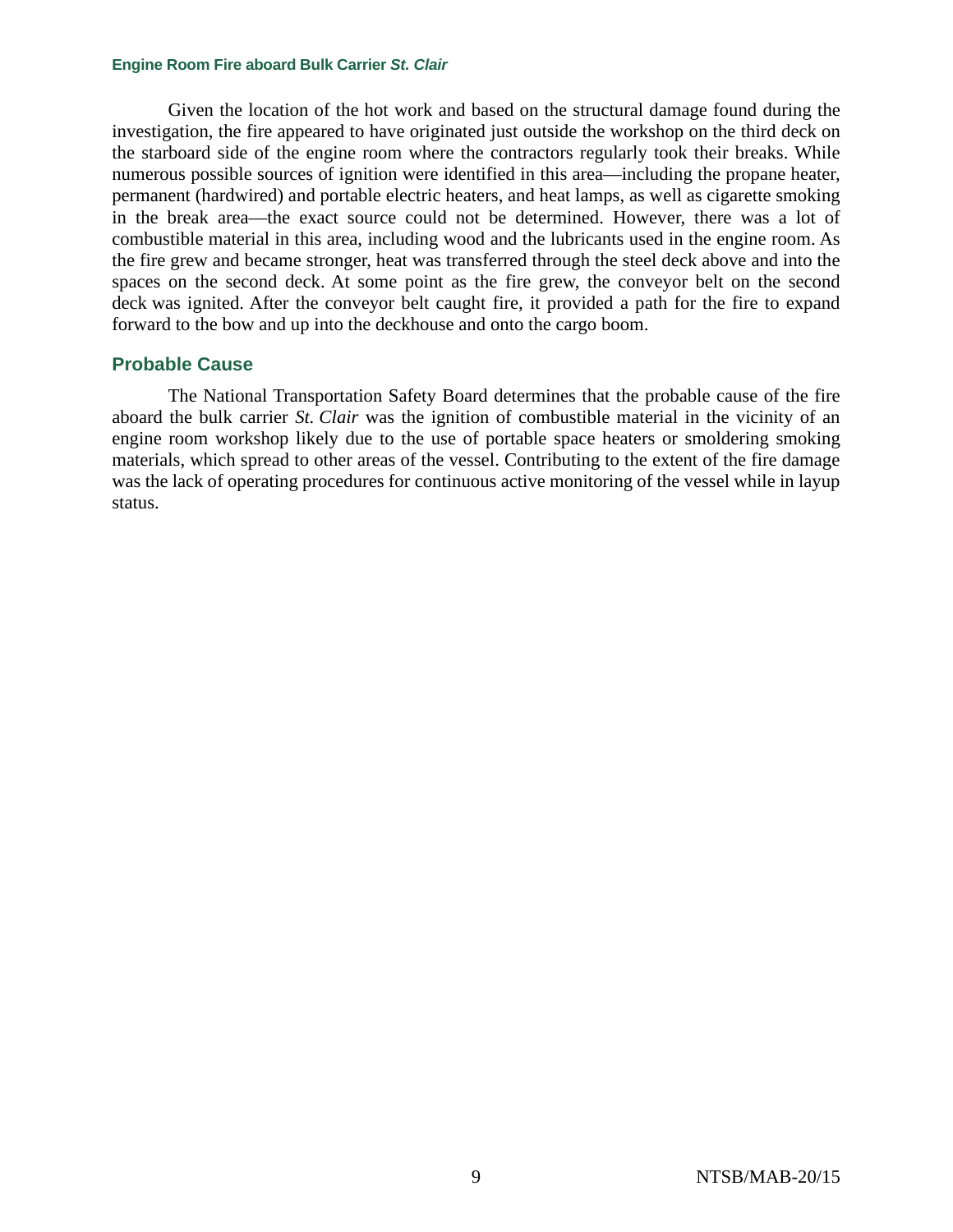Given the location of the hot work and based on the structural damage found during the investigation, the fire appeared to have originated just outside the workshop on the third deck on the starboard side of the engine room where the contractors regularly took their breaks. While numerous possible sources of ignition were identified in this area—including the propane heater, permanent (hardwired) and portable electric heaters, and heat lamps, as well as cigarette smoking in the break area—the exact source could not be determined. However, there was a lot of combustible material in this area, including wood and the lubricants used in the engine room. As the fire grew and became stronger, heat was transferred through the steel deck above and into the spaces on the second deck. At some point as the fire grew, the conveyor belt on the second deck was ignited. After the conveyor belt caught fire, it provided a path for the fire to expand forward to the bow and up into the deckhouse and onto the cargo boom.

## Probable Cause

The National Transportation Safety Board determines that the probable cause of the fire aboard the bulk carrier *St. Clair* was the ignition of combustible material in the vicinity of an engine room workshop likely due to the use of portable space heaters or smoldering smoking materials, which spread to other areas of the vessel. Contributing to the extent of the fire damage was the lack of operating procedures for continuous active monitoring of the vessel while in layup status.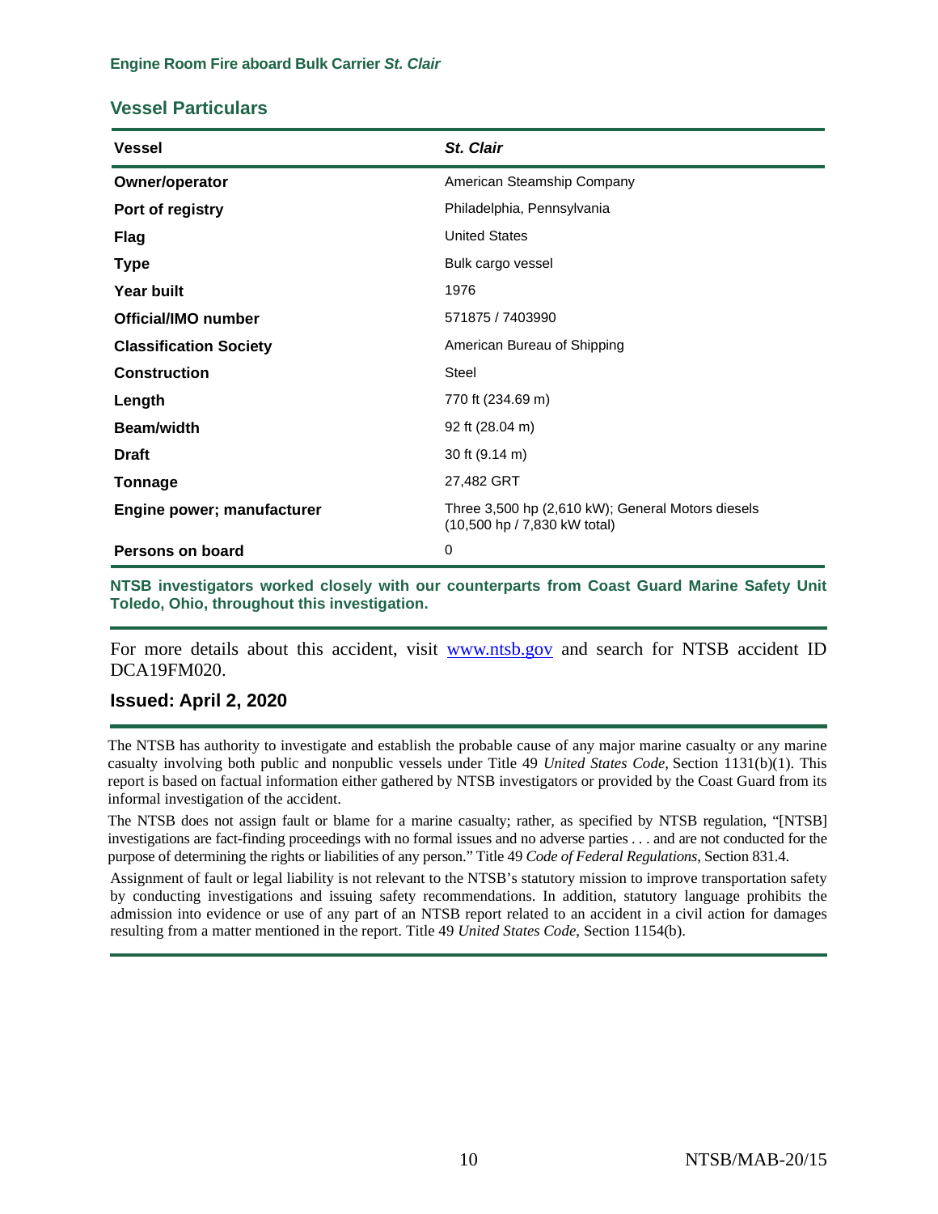## Vessel Particulars

| Vessel | *St. Clair* |
| --- | --- |
| **Owner/operator** | American Steamship Company |
| **Port of registry** | Philadelphia, Pennsylvania |
| **Flag** | United States |
| **Type** | Bulk cargo vessel |
| **Year built** | 1976 |
| **Official/IMO number** | 571875 / 7403990 |
| **Classification Society** | American Bureau of Shipping |
| **Construction** | Steel |
| **Length** | 770 ft (234.69 m) |
| **Beam/width** | 92 ft (28.04 m) |
| **Draft** | 30 ft (9.14 m) |
| **Tonnage** | 27,482 GRT |
| **Engine power; manufacturer** | Three 3,500 hp (2,610 kW); General Motors diesels (10,500 hp / 7,830 kW total) |
| **Persons on board** | 0 |

**NTSB investigators worked closely with our counterparts from Coast Guard Marine Safety Unit Toledo, Ohio, throughout this investigation.**

For more details about this accident, visit www.ntsb.gov and search for NTSB accident ID DCA19FM020.

### Issued: April 2, 2020

The NTSB has authority to investigate and establish the probable cause of any major marine casualty or any marine casualty involving both public and nonpublic vessels under Title 49 *United States Code,* Section 1131(b)(1). This report is based on factual information either gathered by NTSB investigators or provided by the Coast Guard from its informal investigation of the accident.

The NTSB does not assign fault or blame for a marine casualty; rather, as specified by NTSB regulation, "[NTSB] investigations are fact-finding proceedings with no formal issues and no adverse parties . . . and are not conducted for the purpose of determining the rights or liabilities of any person." Title 49 *Code of Federal Regulations*, Section 831.4.

Assignment of fault or legal liability is not relevant to the NTSB's statutory mission to improve transportation safety by conducting investigations and issuing safety recommendations. In addition, statutory language prohibits the admission into evidence or use of any part of an NTSB report related to an accident in a civil action for damages resulting from a matter mentioned in the report. Title 49 *United States Code*, Section 1154(b).